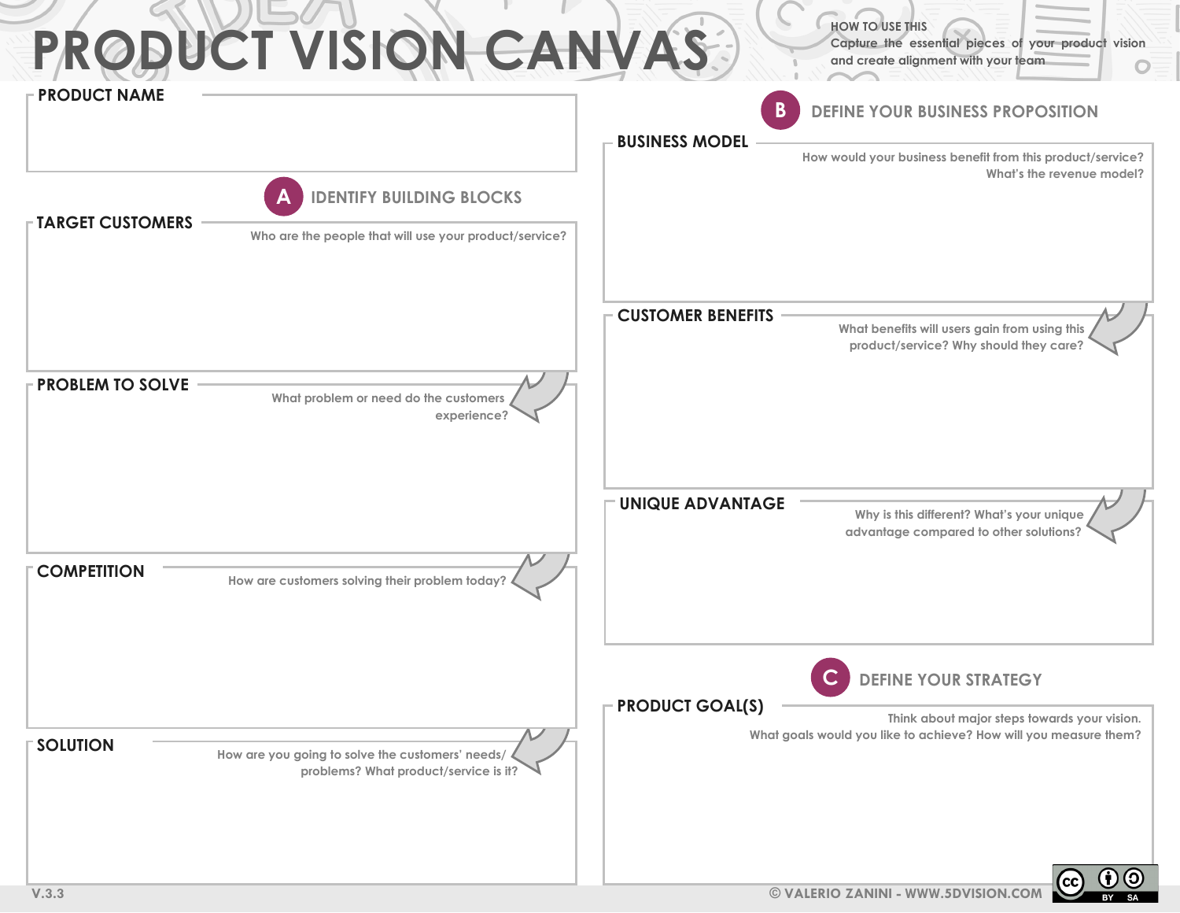# PRODUCT VISION CANVAS

**HOW TO USE THIS**
Capture the essential pieces of your product vision and create alignment with your team

## PRODUCT NAME

## A IDENTIFY BUILDING BLOCKS

### TARGET CUSTOMERS

Who are the people that will use your product/service?

### PROBLEM TO SOLVE

What problem or need do the customers experience?

### COMPETITION

How are customers solving their problem today?

### SOLUTION

How are you going to solve the customers' needs/ problems? What product/service is it?

## B DEFINE YOUR BUSINESS PROPOSITION

### BUSINESS MODEL

How would your business benefit from this product/service? What's the revenue model?

### CUSTOMER BENEFITS

What benefits will users gain from using this product/service? Why should they care?

### UNIQUE ADVANTAGE

Why is this different? What's your unique advantage compared to other solutions?

## C DEFINE YOUR STRATEGY

### PRODUCT GOAL(S)

Think about major steps towards your vision. What goals would you like to achieve? How will you measure them?

V.3.3

© VALERIO ZANINI - WWW.5DVISION.COM

CC BY SA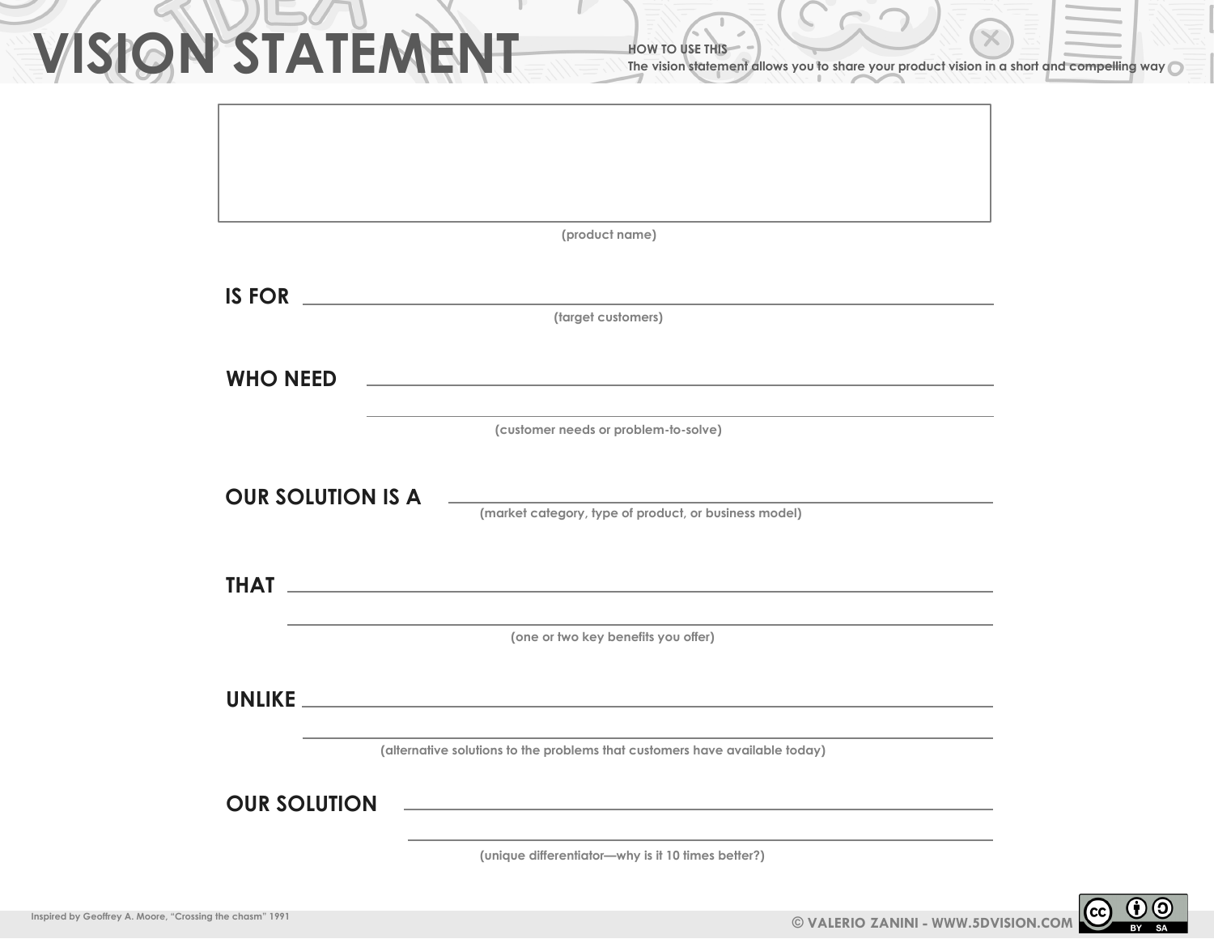# VISION STATEMENT

**HOW TO USE THIS**
The vision statement allows you to share your product vision in a short and compelling way

(product name)

**IS FOR** ____________________

(target customers)

**WHO NEED** ____________________

(customer needs or problem-to-solve)

**OUR SOLUTION IS A** ____________________

(market category, type of product, or business model)

**THAT** ____________________

(one or two key benefits you offer)

**UNLIKE** ____________________

(alternative solutions to the problems that customers have available today)

**OUR SOLUTION** ____________________

(unique differentiator—why is it 10 times better?)

Inspired by Geoffrey A. Moore, "Crossing the chasm" 1991

© VALERIO ZANINI - WWW.5DVISION.COM

BY SA